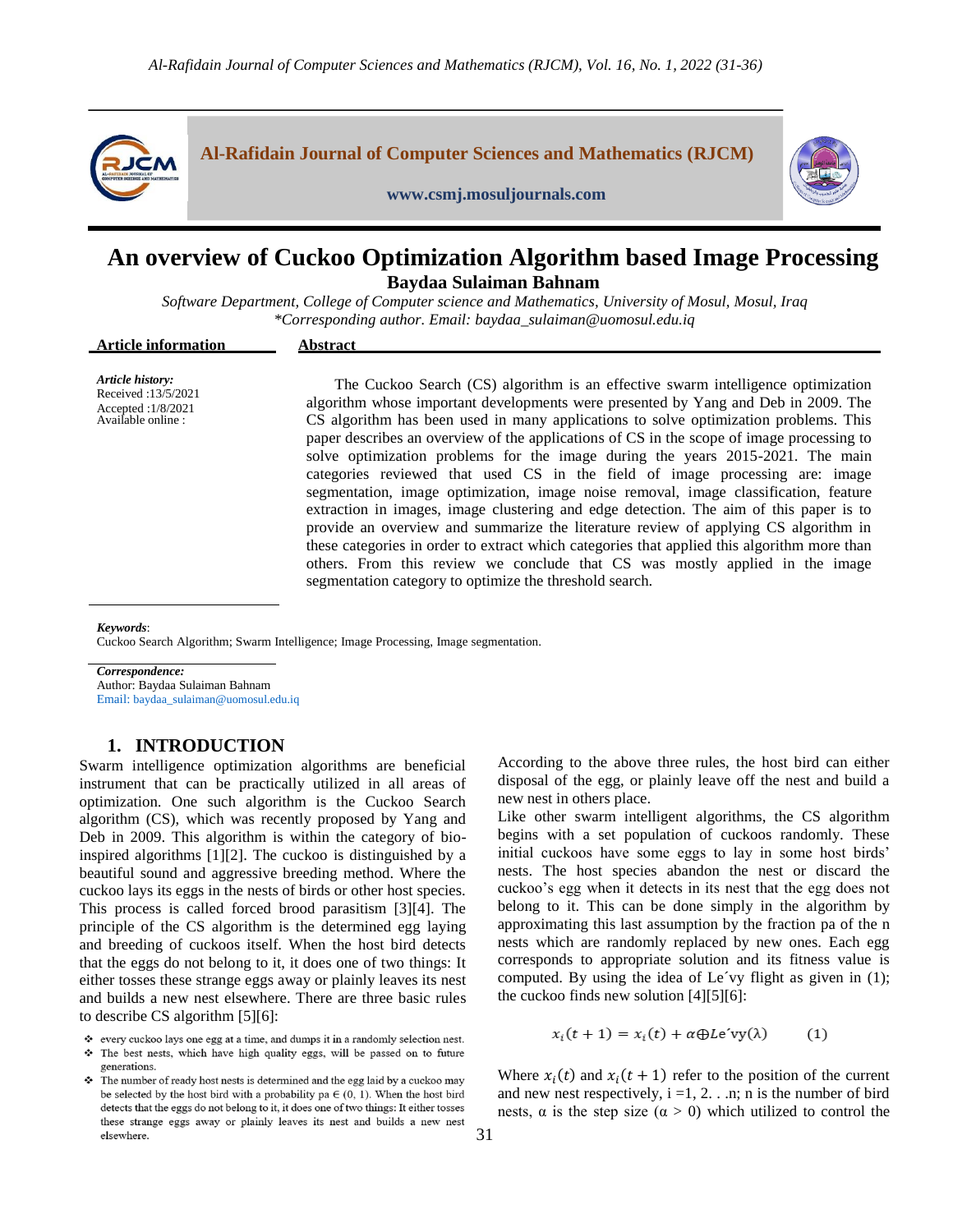# An overview of Cuckoo Optimization Algorithm based Image Processing

**Baydaa Sulaiman Bahnam**

*Software Department, College of Computer science and Mathematics, University of Mosul, Mosul, Iraq*
*\*Corresponding author. Email: baydaa_sulaiman@uomosul.edu.iq*

**Article information**

*Article history:*
Received :13/5/2021
Accepted :1/8/2021
Available online :

**Abstract**

The Cuckoo Search (CS) algorithm is an effective swarm intelligence optimization algorithm whose important developments were presented by Yang and Deb in 2009. The CS algorithm has been used in many applications to solve optimization problems. This paper describes an overview of the applications of CS in the scope of image processing to solve optimization problems for the image during the years 2015-2021. The main categories reviewed that used CS in the field of image processing are: image segmentation, image optimization, image noise removal, image classification, feature extraction in images, image clustering and edge detection. The aim of this paper is to provide an overview and summarize the literature review of applying CS algorithm in these categories in order to extract which categories that applied this algorithm more than others. From this review we conclude that CS was mostly applied in the image segmentation category to optimize the threshold search.

*Keywords*:
Cuckoo Search Algorithm; Swarm Intelligence; Image Processing, Image segmentation.

*Correspondence:*
Author: Baydaa Sulaiman Bahnam
Email: baydaa_sulaiman@uomosul.edu.iq

## 1. INTRODUCTION

Swarm intelligence optimization algorithms are beneficial instrument that can be practically utilized in all areas of optimization. One such algorithm is the Cuckoo Search algorithm (CS), which was recently proposed by Yang and Deb in 2009. This algorithm is within the category of bio-inspired algorithms [1][2]. The cuckoo is distinguished by a beautiful sound and aggressive breeding method. Where the cuckoo lays its eggs in the nests of birds or other host species. This process is called forced brood parasitism [3][4]. The principle of the CS algorithm is the determined egg laying and breeding of cuckoos itself. When the host bird detects that the eggs do not belong to it, it does one of two things: It either tosses these strange eggs away or plainly leaves its nest and builds a new nest elsewhere. There are three basic rules to describe CS algorithm [5][6]:

- every cuckoo lays one egg at a time, and dumps it in a randomly selection nest.
- The best nests, which have high quality eggs, will be passed on to future generations.
- The number of ready host nests is determined and the egg laid by a cuckoo may be selected by the host bird with a probability pa ∈ (0, 1). When the host bird detects that the eggs do not belong to it, it does one of two things: It either tosses these strange eggs away or plainly leaves its nest and builds a new nest elsewhere.

According to the above three rules, the host bird can either disposal of the egg, or plainly leave off the nest and build a new nest in others place.

Like other swarm intelligent algorithms, the CS algorithm begins with a set population of cuckoos randomly. These initial cuckoos have some eggs to lay in some host birds' nests. The host species abandon the nest or discard the cuckoo's egg when it detects in its nest that the egg does not belong to it. This can be done simply in the algorithm by approximating this last assumption by the fraction pa of the n nests which are randomly replaced by new ones. Each egg corresponds to appropriate solution and its fitness value is computed. By using the idea of Le´vy flight as given in (1); the cuckoo finds new solution [4][5][6]:

$$x_i(t+1) = x_i(t) + \alpha \oplus Le\acute{}vy(\lambda) \qquad (1)$$

Where $x_i(t)$ and $x_i(t+1)$ refer to the position of the current and new nest respectively, i =1, 2. . .n; n is the number of bird nests, α is the step size (α > 0) which utilized to control the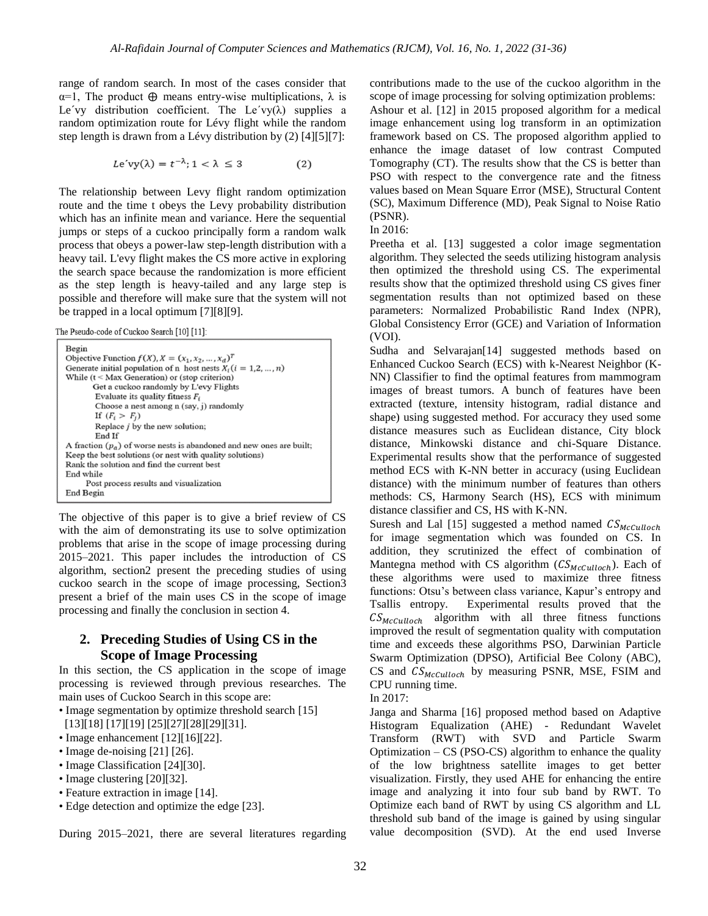range of random search. In most of the cases consider that α=1, The product ⊕ means entry-wise multiplications, λ is Le´vy distribution coefficient. The Le´vy(λ) supplies a random optimization route for Lévy flight while the random step length is drawn from a Lévy distribution by (2) [4][5][7]:

$$Le\acute{}vy(\lambda) = t^{-\lambda}; 1 < \lambda \leq 3 \qquad (2)$$

The relationship between Levy flight random optimization route and the time t obeys the Levy probability distribution which has an infinite mean and variance. Here the sequential jumps or steps of a cuckoo principally form a random walk process that obeys a power-law step-length distribution with a heavy tail. L'evy flight makes the CS more active in exploring the search space because the randomization is more efficient as the step length is heavy-tailed and any large step is possible and therefore will make sure that the system will not be trapped in a local optimum [7][8][9].

The Pseudo-code of Cuckoo Search [10] [11]:

```
Begin
Objective Function f(X), X = (x_1, x_2, ..., x_d)^T
Generate initial population of n host nests X_i (i = 1,2, ..., n)
While (t < Max Generation) or (stop criterion)
      Get a cuckoo randomly by L'evy Flights
      Evaluate its quality fitness F_i
      Choose a nest among n (say, j) randomly
      If (F_i > F_j)
      Replace j by the new solution;
      End If
A fraction (p_a) of worse nests is abandoned and new ones are built;
Keep the best solutions (or nest with quality solutions)
Rank the solution and find the current best
End while
      Post process results and visualization
End Begin
```

The objective of this paper is to give a brief review of CS with the aim of demonstrating its use to solve optimization problems that arise in the scope of image processing during 2015–2021. This paper includes the introduction of CS algorithm, section2 present the preceding studies of using cuckoo search in the scope of image processing, Section3 present a brief of the main uses CS in the scope of image processing and finally the conclusion in section 4.

## 2. Preceding Studies of Using CS in the Scope of Image Processing

In this section, the CS application in the scope of image processing is reviewed through previous researches. The main uses of Cuckoo Search in this scope are:

- Image segmentation by optimize threshold search [15] [13][18] [17][19] [25][27][28][29][31].
- Image enhancement [12][16][22].
- Image de-noising [21] [26].
- Image Classification [24][30].
- Image clustering [20][32].
- Feature extraction in image [14].
- Edge detection and optimize the edge [23].

During 2015–2021, there are several literatures regarding contributions made to the use of the cuckoo algorithm in the scope of image processing for solving optimization problems:

Ashour et al. [12] in 2015 proposed algorithm for a medical image enhancement using log transform in an optimization framework based on CS. The proposed algorithm applied to enhance the image dataset of low contrast Computed Tomography (CT). The results show that the CS is better than PSO with respect to the convergence rate and the fitness values based on Mean Square Error (MSE), Structural Content (SC), Maximum Difference (MD), Peak Signal to Noise Ratio (PSNR).

In 2016:

Preetha et al. [13] suggested a color image segmentation algorithm. They selected the seeds utilizing histogram analysis then optimized the threshold using CS. The experimental results show that the optimized threshold using CS gives finer segmentation results than not optimized based on these parameters: Normalized Probabilistic Rand Index (NPR), Global Consistency Error (GCE) and Variation of Information (VOI).

Sudha and Selvarajan[14] suggested methods based on Enhanced Cuckoo Search (ECS) with k-Nearest Neighbor (K-NN) Classifier to find the optimal features from mammogram images of breast tumors. A bunch of features have been extracted (texture, intensity histogram, radial distance and shape) using suggested method. For accuracy they used some distance measures such as Euclidean distance, City block distance, Minkowski distance and chi-Square Distance. Experimental results show that the performance of suggested method ECS with K-NN better in accuracy (using Euclidean distance) with the minimum number of features than others methods: CS, Harmony Search (HS), ECS with minimum distance classifier and CS, HS with K-NN.

Suresh and Lal [15] suggested a method named $CS_{McCulloch}$ for image segmentation which was founded on CS. In addition, they scrutinized the effect of combination of Mantegna method with CS algorithm ($CS_{McCulloch}$). Each of these algorithms were used to maximize three fitness functions: Otsu's between class variance, Kapur's entropy and Tsallis entropy. Experimental results proved that the $CS_{McCulloch}$ algorithm with all three fitness functions improved the result of segmentation quality with computation time and exceeds these algorithms PSO, Darwinian Particle Swarm Optimization (DPSO), Artificial Bee Colony (ABC), CS and $CS_{McCulloch}$ by measuring PSNR, MSE, FSIM and CPU running time.

In 2017:

Janga and Sharma [16] proposed method based on Adaptive Histogram Equalization (AHE) - Redundant Wavelet Transform (RWT) with SVD and Particle Swarm Optimization – CS (PSO-CS) algorithm to enhance the quality of the low brightness satellite images to get better visualization. Firstly, they used AHE for enhancing the entire image and analyzing it into four sub band by RWT. To Optimize each band of RWT by using CS algorithm and LL threshold sub band of the image is gained by using singular value decomposition (SVD). At the end used Inverse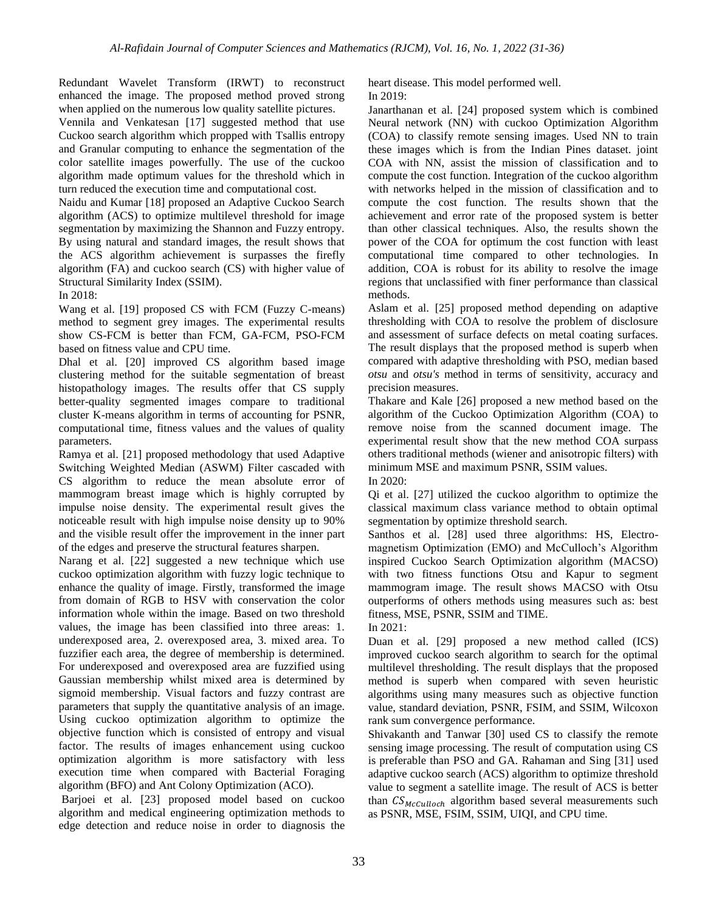Redundant Wavelet Transform (IRWT) to reconstruct enhanced the image. The proposed method proved strong when applied on the numerous low quality satellite pictures.

Vennila and Venkatesan [17] suggested method that use Cuckoo search algorithm which propped with Tsallis entropy and Granular computing to enhance the segmentation of the color satellite images powerfully. The use of the cuckoo algorithm made optimum values for the threshold which in turn reduced the execution time and computational cost.

Naidu and Kumar [18] proposed an Adaptive Cuckoo Search algorithm (ACS) to optimize multilevel threshold for image segmentation by maximizing the Shannon and Fuzzy entropy. By using natural and standard images, the result shows that the ACS algorithm achievement is surpasses the firefly algorithm (FA) and cuckoo search (CS) with higher value of Structural Similarity Index (SSIM).

In 2018:

Wang et al. [19] proposed CS with FCM (Fuzzy C-means) method to segment grey images. The experimental results show CS-FCM is better than FCM, GA-FCM, PSO-FCM based on fitness value and CPU time.

Dhal et al. [20] improved CS algorithm based image clustering method for the suitable segmentation of breast histopathology images. The results offer that CS supply better-quality segmented images compare to traditional cluster K-means algorithm in terms of accounting for PSNR, computational time, fitness values and the values of quality parameters.

Ramya et al. [21] proposed methodology that used Adaptive Switching Weighted Median (ASWM) Filter cascaded with CS algorithm to reduce the mean absolute error of mammogram breast image which is highly corrupted by impulse noise density. The experimental result gives the noticeable result with high impulse noise density up to 90% and the visible result offer the improvement in the inner part of the edges and preserve the structural features sharpen.

Narang et al. [22] suggested a new technique which use cuckoo optimization algorithm with fuzzy logic technique to enhance the quality of image. Firstly, transformed the image from domain of RGB to HSV with conservation the color information whole within the image. Based on two threshold values, the image has been classified into three areas: 1. underexposed area, 2. overexposed area, 3. mixed area. To fuzzifier each area, the degree of membership is determined. For underexposed and overexposed area are fuzzified using Gaussian membership whilst mixed area is determined by sigmoid membership. Visual factors and fuzzy contrast are parameters that supply the quantitative analysis of an image. Using cuckoo optimization algorithm to optimize the objective function which is consisted of entropy and visual factor. The results of images enhancement using cuckoo optimization algorithm is more satisfactory with less execution time when compared with Bacterial Foraging algorithm (BFO) and Ant Colony Optimization (ACO).

Barjoei et al. [23] proposed model based on cuckoo algorithm and medical engineering optimization methods to edge detection and reduce noise in order to diagnosis the heart disease. This model performed well.

In 2019:

Janarthanan et al. [24] proposed system which is combined Neural network (NN) with cuckoo Optimization Algorithm (COA) to classify remote sensing images. Used NN to train these images which is from the Indian Pines dataset. joint COA with NN, assist the mission of classification and to compute the cost function. Integration of the cuckoo algorithm with networks helped in the mission of classification and to compute the cost function. The results shown that the achievement and error rate of the proposed system is better than other classical techniques. Also, the results shown the power of the COA for optimum the cost function with least computational time compared to other technologies. In addition, COA is robust for its ability to resolve the image regions that unclassified with finer performance than classical methods.

Aslam et al. [25] proposed method depending on adaptive thresholding with COA to resolve the problem of disclosure and assessment of surface defects on metal coating surfaces. The result displays that the proposed method is superb when compared with adaptive thresholding with PSO, median based *otsu* and *otsu's* method in terms of sensitivity, accuracy and precision measures.

Thakare and Kale [26] proposed a new method based on the algorithm of the Cuckoo Optimization Algorithm (COA) to remove noise from the scanned document image. The experimental result show that the new method COA surpass others traditional methods (wiener and anisotropic filters) with minimum MSE and maximum PSNR, SSIM values.

In 2020:

Qi et al. [27] utilized the cuckoo algorithm to optimize the classical maximum class variance method to obtain optimal segmentation by optimize threshold search.

Santhos et al. [28] used three algorithms: HS, Electro-magnetism Optimization (EMO) and McCulloch's Algorithm inspired Cuckoo Search Optimization algorithm (MACSO) with two fitness functions Otsu and Kapur to segment mammogram image. The result shows MACSO with Otsu outperforms of others methods using measures such as: best fitness, MSE, PSNR, SSIM and TIME.

In 2021:

Duan et al. [29] proposed a new method called (ICS) improved cuckoo search algorithm to search for the optimal multilevel thresholding. The result displays that the proposed method is superb when compared with seven heuristic algorithms using many measures such as objective function value, standard deviation, PSNR, FSIM, and SSIM, Wilcoxon rank sum convergence performance.

Shivakanth and Tanwar [30] used CS to classify the remote sensing image processing. The result of computation using CS is preferable than PSO and GA. Rahaman and Sing [31] used adaptive cuckoo search (ACS) algorithm to optimize threshold value to segment a satellite image. The result of ACS is better than $CS_{McCulloch}$ algorithm based several measurements such as PSNR, MSE, FSIM, SSIM, UIQI, and CPU time.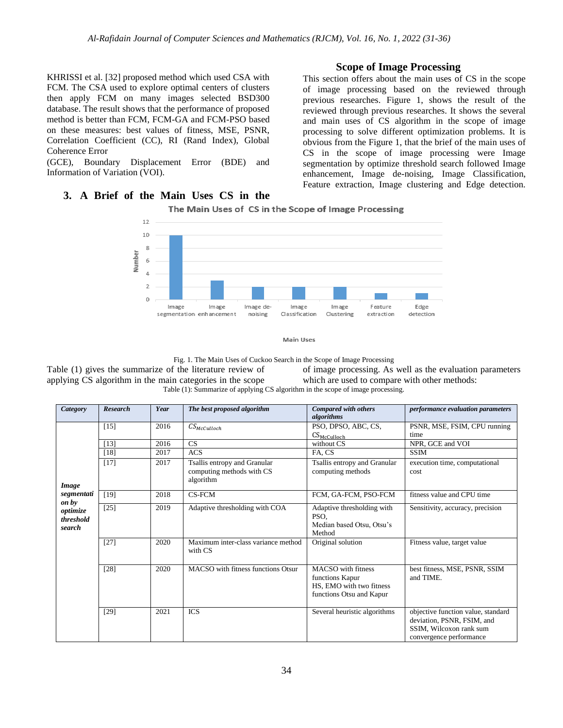KHRISSI et al. [32] proposed method which used CSA with FCM. The CSA used to explore optimal centers of clusters then apply FCM on many images selected BSD300 database. The result shows that the performance of proposed method is better than FCM, FCM-GA and FCM-PSO based on these measures: best values of fitness, MSE, PSNR, Correlation Coefficient (CC), RI (Rand Index), Global Coherence Error (GCE), Boundary Displacement Error (BDE) and Information of Variation (VOI).

## 3. A Brief of the Main Uses CS in the Scope of Image Processing

This section offers about the main uses of CS in the scope of image processing based on the reviewed through previous researches. Figure 1, shows the result of the reviewed through previous researches. It shows the several and main uses of CS algorithm in the scope of image processing to solve different optimization problems. It is obvious from the Figure 1, that the brief of the main uses of CS in the scope of image processing were Image segmentation by optimize threshold search followed Image enhancement, Image de-noising, Image Classification, Feature extraction, Image clustering and Edge detection.

The Main Uses of CS in the Scope of Image Processing

| Main Uses | Number |
|---|---|
| Image segmentation | 10 |
| Image enhancement | 3 |
| Image de-noising | 2 |
| Image Classification | 2 |
| Image Clustering | 2 |
| Feature extraction | 1 |
| Edge detection | 1 |

Fig. 1. The Main Uses of Cuckoo Search in the Scope of Image Processing

Table (1) gives the summarize of the literature review of applying CS algorithm in the main categories in the scope of image processing. As well as the evaluation parameters which are used to compare with other methods:

Table (1): Summarize of applying CS algorithm in the scope of image processing.

| *Category* | *Research* | *Year* | *The best proposed algorithm* | *Compared with others algorithms* | *performance evaluation parameters* |
|---|---|---|---|---|---|
| *Image segmentation by optimize threshold search* | [15] | 2016 | $CS_{McCulloch}$ | PSO, DPSO, ABC, CS, $CS_{McCulloch}$ | PSNR, MSE, FSIM, CPU running time |
| | [13] | 2016 | CS | without CS | NPR, GCE and VOI |
| | [18] | 2017 | ACS | FA, CS | SSIM |
| | [17] | 2017 | Tsallis entropy and Granular computing methods with CS algorithm | Tsallis entropy and Granular computing methods | execution time, computational cost |
| | [19] | 2018 | CS-FCM | FCM, GA-FCM, PSO-FCM | fitness value and CPU time |
| | [25] | 2019 | Adaptive thresholding with COA | Adaptive thresholding with PSO, Median based Otsu, Otsu's Method | Sensitivity, accuracy, precision |
| | [27] | 2020 | Maximum inter-class variance method with CS | Original solution | Fitness value, target value |
| | [28] | 2020 | MACSO with fitness functions Otsur | MACSO with fitness functions Kapur HS, EMO with two fitness functions Otsu and Kapur | best fitness, MSE, PSNR, SSIM and TIME. |
| | [29] | 2021 | ICS | Several heuristic algorithms | objective function value, standard deviation, PSNR, FSIM, and SSIM, Wilcoxon rank sum convergence performance |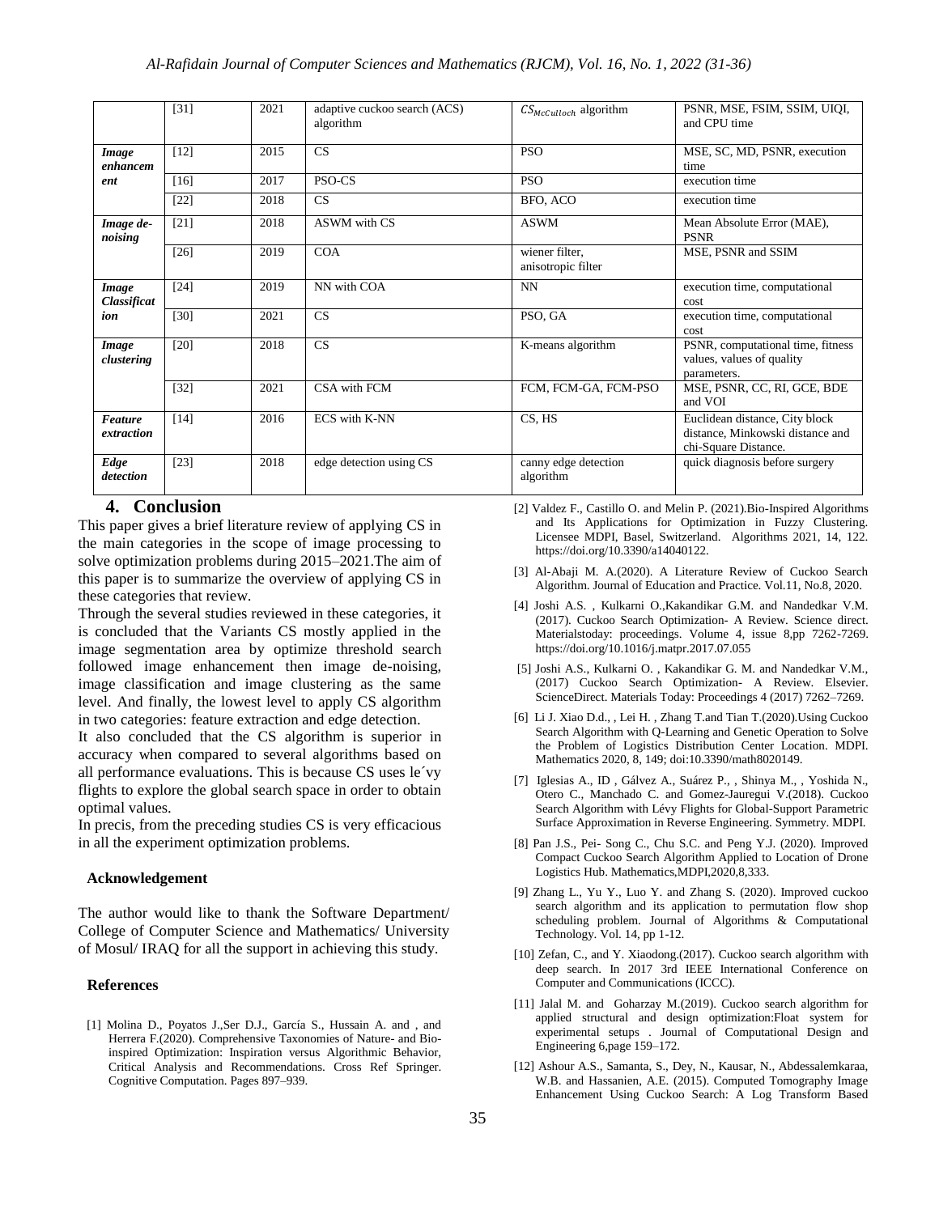|  | [31] | 2021 | adaptive cuckoo search (ACS) algorithm | $CS_{McCulloch}$ algorithm | PSNR, MSE, FSIM, SSIM, UIQI, and CPU time |
|---|---|---|---|---|---|
| ***Image enhancement*** | [12] | 2015 | CS | PSO | MSE, SC, MD, PSNR, execution time |
|  | [16] | 2017 | PSO-CS | PSO | execution time |
|  | [22] | 2018 | CS | BFO, ACO | execution time |
| ***Image de-noising*** | [21] | 2018 | ASWM with CS | ASWM | Mean Absolute Error (MAE), PSNR |
|  | [26] | 2019 | COA | wiener filter, anisotropic filter | MSE, PSNR and SSIM |
| ***Image Classification*** | [24] | 2019 | NN with COA | NN | execution time, computational cost |
|  | [30] | 2021 | CS | PSO, GA | execution time, computational cost |
| ***Image clustering*** | [20] | 2018 | CS | K-means algorithm | PSNR, computational time, fitness values, values of quality parameters. |
|  | [32] | 2021 | CSA with FCM | FCM, FCM-GA, FCM-PSO | MSE, PSNR, CC, RI, GCE, BDE and VOI |
| ***Feature extraction*** | [14] | 2016 | ECS with K-NN | CS, HS | Euclidean distance, City block distance, Minkowski distance and chi-Square Distance. |
| ***Edge detection*** | [23] | 2018 | edge detection using CS | canny edge detection algorithm | quick diagnosis before surgery |

## 4. Conclusion

This paper gives a brief literature review of applying CS in the main categories in the scope of image processing to solve optimization problems during 2015–2021.The aim of this paper is to summarize the overview of applying CS in these categories that review.

Through the several studies reviewed in these categories, it is concluded that the Variants CS mostly applied in the image segmentation area by optimize threshold search followed image enhancement then image de-noising, image classification and image clustering as the same level. And finally, the lowest level to apply CS algorithm in two categories: feature extraction and edge detection.

It also concluded that the CS algorithm is superior in accuracy when compared to several algorithms based on all performance evaluations. This is because CS uses le´vy flights to explore the global search space in order to obtain optimal values.

In precis, from the preceding studies CS is very efficacious in all the experiment optimization problems.

### Acknowledgement

The author would like to thank the Software Department/ College of Computer Science and Mathematics/ University of Mosul/ IRAQ for all the support in achieving this study.

### References

[1] Molina D., Poyatos J.,Ser D.J., García S., Hussain A. and , and Herrera F.(2020). Comprehensive Taxonomies of Nature- and Bio-inspired Optimization: Inspiration versus Algorithmic Behavior, Critical Analysis and Recommendations. Cross Ref Springer. Cognitive Computation. Pages 897–939.

[2] Valdez F., Castillo O. and Melin P. (2021).Bio-Inspired Algorithms and Its Applications for Optimization in Fuzzy Clustering. Licensee MDPI, Basel, Switzerland. Algorithms 2021, 14, 122. https://doi.org/10.3390/a14040122.

[3] Al-Abaji M. A.(2020). A Literature Review of Cuckoo Search Algorithm. Journal of Education and Practice. Vol.11, No.8, 2020.

[4] Joshi A.S. , Kulkarni O.,Kakandikar G.M. and Nandedkar V.M. (2017). Cuckoo Search Optimization- A Review. Science direct. Materialstoday: proceedings. Volume 4, issue 8,pp 7262-7269. https://doi.org/10.1016/j.matpr.2017.07.055

[5] Joshi A.S., Kulkarni O. , Kakandikar G. M. and Nandedkar V.M., (2017) Cuckoo Search Optimization- A Review. Elsevier. ScienceDirect. Materials Today: Proceedings 4 (2017) 7262–7269.

[6] Li J. Xiao D.d., , Lei H. , Zhang T.and Tian T.(2020).Using Cuckoo Search Algorithm with Q-Learning and Genetic Operation to Solve the Problem of Logistics Distribution Center Location. MDPI. Mathematics 2020, 8, 149; doi:10.3390/math8020149.

[7] Iglesias A., ID , Gálvez A., Suárez P., , Shinya M., , Yoshida N., Otero C., Manchado C. and Gomez-Jauregui V.(2018). Cuckoo Search Algorithm with Lévy Flights for Global-Support Parametric Surface Approximation in Reverse Engineering. Symmetry. MDPI.

[8] Pan J.S., Pei- Song C., Chu S.C. and Peng Y.J. (2020). Improved Compact Cuckoo Search Algorithm Applied to Location of Drone Logistics Hub. Mathematics,MDPI,2020,8,333.

[9] Zhang L., Yu Y., Luo Y. and Zhang S. (2020). Improved cuckoo search algorithm and its application to permutation flow shop scheduling problem. Journal of Algorithms & Computational Technology. Vol. 14, pp 1-12.

[10] Zefan, C., and Y. Xiaodong.(2017). Cuckoo search algorithm with deep search. In 2017 3rd IEEE International Conference on Computer and Communications (ICCC).

[11] Jalal M. and Goharzay M.(2019). Cuckoo search algorithm for applied structural and design optimization:Float system for experimental setups . Journal of Computational Design and Engineering 6,page 159–172.

[12] Ashour A.S., Samanta, S., Dey, N., Kausar, N., Abdessalemkaraa, W.B. and Hassanien, A.E. (2015). Computed Tomography Image Enhancement Using Cuckoo Search: A Log Transform Based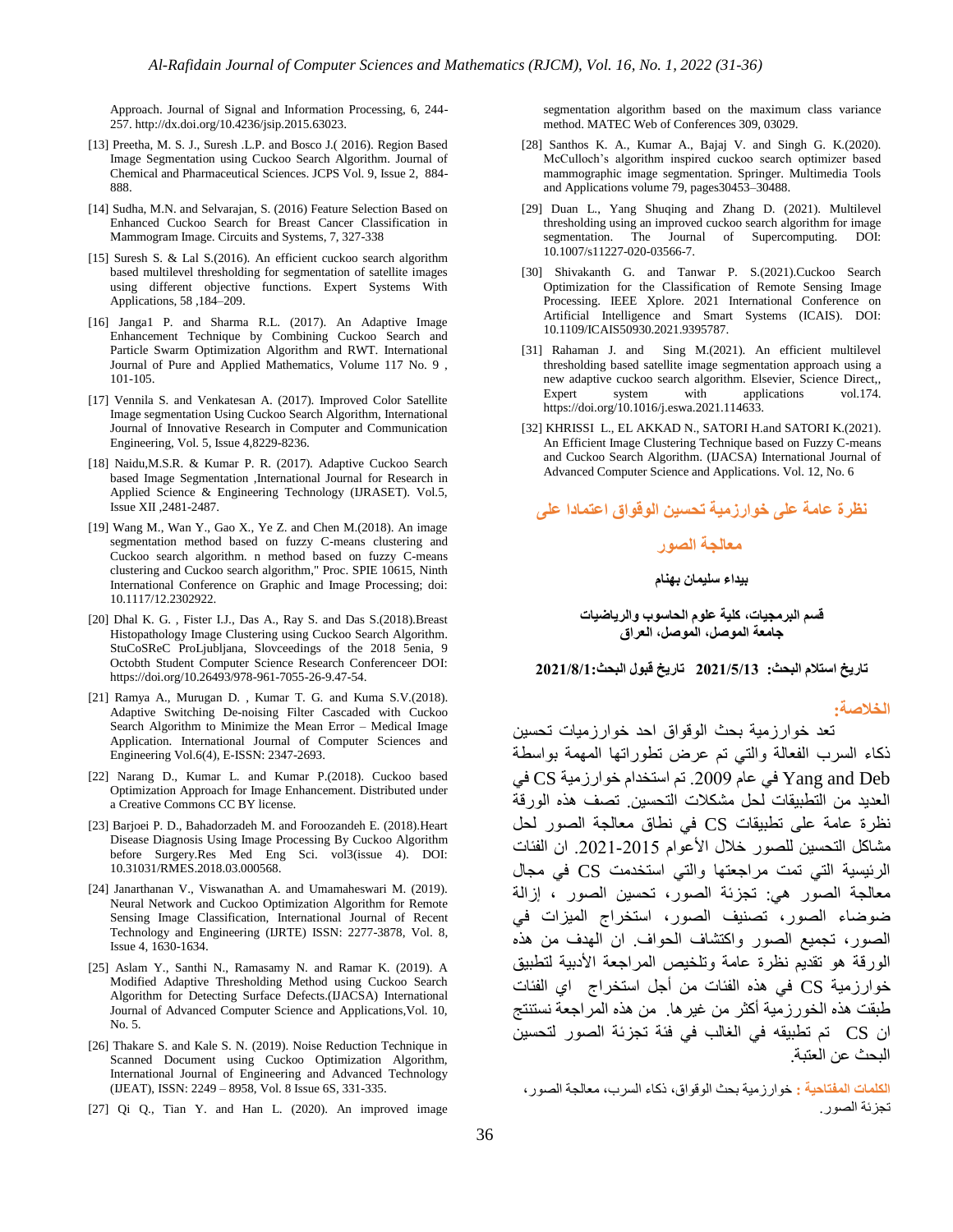Approach. Journal of Signal and Information Processing, 6, 244-257. http://dx.doi.org/10.4236/jsip.2015.63023.

[13] Preetha, M. S. J., Suresh .L.P. and Bosco J.( 2016). Region Based Image Segmentation using Cuckoo Search Algorithm. Journal of Chemical and Pharmaceutical Sciences. JCPS Vol. 9, Issue 2, 884-888.

[14] Sudha, M.N. and Selvarajan, S. (2016) Feature Selection Based on Enhanced Cuckoo Search for Breast Cancer Classification in Mammogram Image. Circuits and Systems, 7, 327-338

[15] Suresh S. & Lal S.(2016). An efficient cuckoo search algorithm based multilevel thresholding for segmentation of satellite images using different objective functions. Expert Systems With Applications, 58 ,184–209.

[16] Janga1 P. and Sharma R.L. (2017). An Adaptive Image Enhancement Technique by Combining Cuckoo Search and Particle Swarm Optimization Algorithm and RWT. International Journal of Pure and Applied Mathematics, Volume 117 No. 9 , 101-105.

[17] Vennila S. and Venkatesan A. (2017). Improved Color Satellite Image segmentation Using Cuckoo Search Algorithm, International Journal of Innovative Research in Computer and Communication Engineering, Vol. 5, Issue 4,8229-8236.

[18] Naidu,M.S.R. & Kumar P. R. (2017). Adaptive Cuckoo Search based Image Segmentation ,International Journal for Research in Applied Science & Engineering Technology (IJRASET). Vol.5, Issue XII ,2481-2487.

[19] Wang M., Wan Y., Gao X., Ye Z. and Chen M.(2018). An image segmentation method based on fuzzy C-means clustering and Cuckoo search algorithm. n method based on fuzzy C-means clustering and Cuckoo search algorithm," Proc. SPIE 10615, Ninth International Conference on Graphic and Image Processing; doi: 10.1117/12.2302922.

[20] Dhal K. G. , Fister I.J., Das A., Ray S. and Das S.(2018).Breast Histopathology Image Clustering using Cuckoo Search Algorithm. StuCoSReC ProLjubljana, Slovceedings of the 2018 5enia, 9 Octobth Student Computer Science Research Conferenceer DOI: https://doi.org/10.26493/978-961-7055-26-9.47-54.

[21] Ramya A., Murugan D. , Kumar T. G. and Kuma S.V.(2018). Adaptive Switching De-noising Filter Cascaded with Cuckoo Search Algorithm to Minimize the Mean Error – Medical Image Application. International Journal of Computer Sciences and Engineering Vol.6(4), E-ISSN: 2347-2693.

[22] Narang D., Kumar L. and Kumar P.(2018). Cuckoo based Optimization Approach for Image Enhancement. Distributed under a Creative Commons CC BY license.

[23] Barjoei P. D., Bahadorzadeh M. and Foroozandeh E. (2018).Heart Disease Diagnosis Using Image Processing By Cuckoo Algorithm before Surgery.Res Med Eng Sci. vol3(issue 4). DOI: 10.31031/RMES.2018.03.000568.

[24] Janarthanan V., Viswanathan A. and Umamaheswari M. (2019). Neural Network and Cuckoo Optimization Algorithm for Remote Sensing Image Classification, International Journal of Recent Technology and Engineering (IJRTE) ISSN: 2277-3878, Vol. 8, Issue 4, 1630-1634.

[25] Aslam Y., Santhi N., Ramasamy N. and Ramar K. (2019). A Modified Adaptive Thresholding Method using Cuckoo Search Algorithm for Detecting Surface Defects.(IJACSA) International Journal of Advanced Computer Science and Applications,Vol. 10, No. 5.

[26] Thakare S. and Kale S. N. (2019). Noise Reduction Technique in Scanned Document using Cuckoo Optimization Algorithm, International Journal of Engineering and Advanced Technology (IJEAT), ISSN: 2249 – 8958, Vol. 8 Issue 6S, 331-335.

[27] Qi Q., Tian Y. and Han L. (2020). An improved image segmentation algorithm based on the maximum class variance method. MATEC Web of Conferences 309, 03029.

[28] Santhos K. A., Kumar A., Bajaj V. and Singh G. K.(2020). McCulloch's algorithm inspired cuckoo search optimizer based mammographic image segmentation. Springer. Multimedia Tools and Applications volume 79, pages30453–30488.

[29] Duan L., Yang Shuqing and Zhang D. (2021). Multilevel thresholding using an improved cuckoo search algorithm for image segmentation. The Journal of Supercomputing. DOI: 10.1007/s11227-020-03566-7.

[30] Shivakanth G. and Tanwar P. S.(2021).Cuckoo Search Optimization for the Classification of Remote Sensing Image Processing. IEEE Xplore. 2021 International Conference on Artificial Intelligence and Smart Systems (ICAIS). DOI: 10.1109/ICAIS50930.2021.9395787.

[31] Rahaman J. and Sing M.(2021). An efficient multilevel thresholding based satellite image segmentation approach using a new adaptive cuckoo search algorithm. Elsevier, Science Direct,, Expert system with applications vol.174. https://doi.org/10.1016/j.eswa.2021.114633.

[32] KHRISSI L., EL AKKAD N., SATORI H.and SATORI K.(2021). An Efficient Image Clustering Technique based on Fuzzy C-means and Cuckoo Search Algorithm. (IJACSA) International Journal of Advanced Computer Science and Applications. Vol. 12, No. 6

# نظرة عامة على خوارزمية تحسين الوقواق اعتمادا على معالجة الصور

**بيداء سليمان بهنام**

**قسم البرمجيات، كلية علوم الحاسوب والرياضيات**
**جامعة الموصل، الموصل، العراق**

**تاريخ استلام البحث: 2021/5/13 تاريخ قبول البحث:2021/8/1**

## الخلاصة:

تعد خوارزمية بحث الوقواق احد خوارزميات تحسين ذكاء السرب الفعالة والتي تم عرض تطوراتها المهمة بواسطة Yang and Deb في عام 2009. تم استخدام خوارزمية CS في العديد من التطبيقات لحل مشكلات التحسين. تصف هذه الورقة نظرة عامة على تطبيقات CS في نطاق معالجة الصور لحل مشاكل التحسين للصور خلال الأعوام 2015-2021. ان الفئات الرئيسية التي تمت مراجعتها والتي استخدمت CS في مجال معالجة الصور هي: تجزئة الصور، تحسين الصور ، إزالة ضوضاء الصور، تصنيف الصور، استخراج الميزات في الصور، تجميع الصور واكتشاف الحواف. ان الهدف من هذه الورقة هو تقديم نظرة عامة وتلخيص المراجعة الأدبية لتطبيق خوارزمية CS في هذه الفئات من أجل استخراج اي الفئات طبقت هذه الخورزمية أكثر من غيرها. من هذه المراجعة نستنتج ان CS تم تطبيقه في الغالب في فئة تجزئة الصور لتحسين البحث عن العتبة.

**الكلمات المفتاحية :** خوارزمية بحث الوقواق، ذكاء السرب، معالجة الصور، تجزئة الصور.